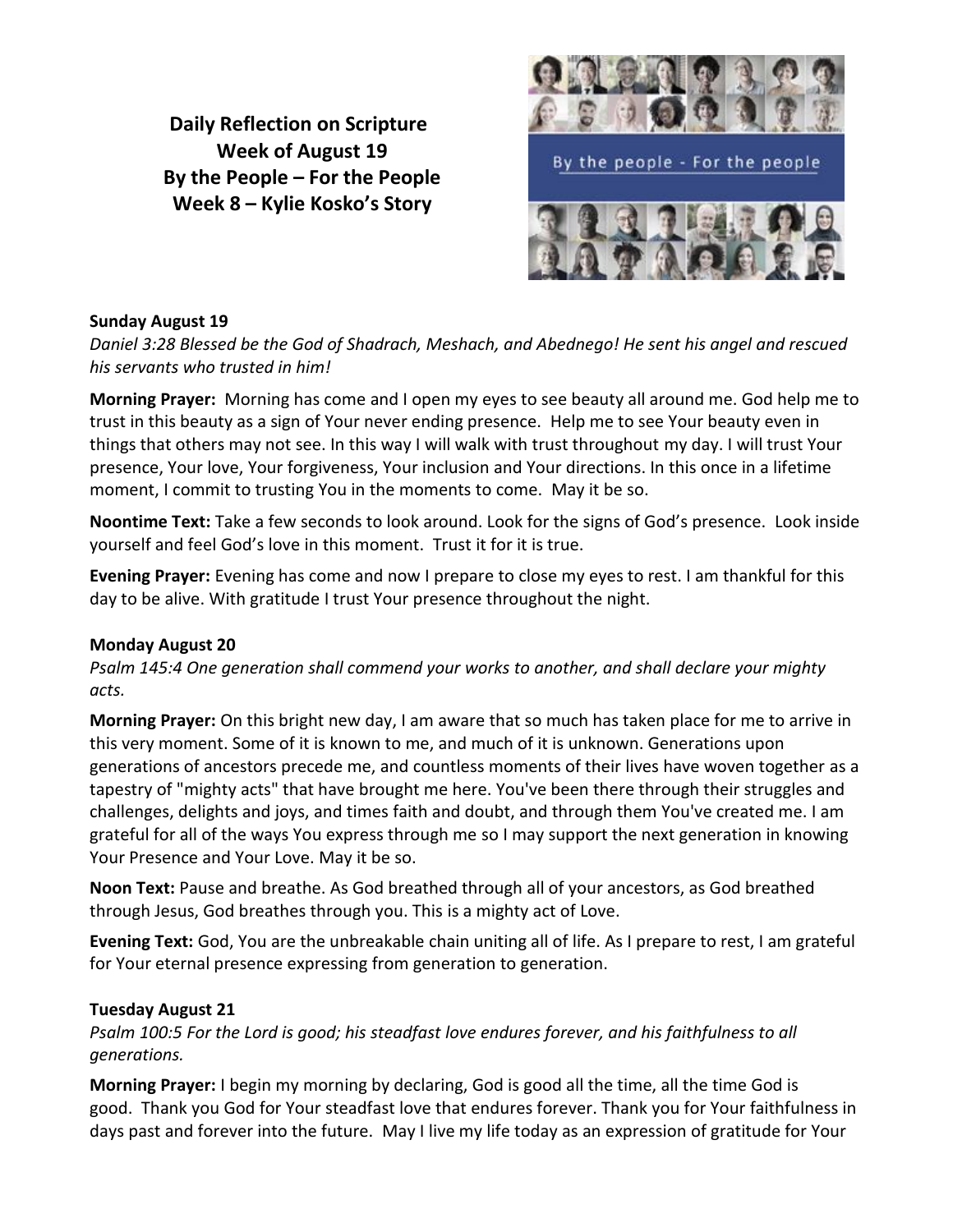**Daily Reflection on Scripture**
**Week of August 19**
**By the People – For the People**
**Week 8 – Kylie Kosko's Story**

### Sunday August 19

*Daniel 3:28 Blessed be the God of Shadrach, Meshach, and Abednego! He sent his angel and rescued his servants who trusted in him!*

**Morning Prayer:** Morning has come and I open my eyes to see beauty all around me. God help me to trust in this beauty as a sign of Your never ending presence. Help me to see Your beauty even in things that others may not see. In this way I will walk with trust throughout my day. I will trust Your presence, Your love, Your forgiveness, Your inclusion and Your directions. In this once in a lifetime moment, I commit to trusting You in the moments to come. May it be so.

**Noontime Text:** Take a few seconds to look around. Look for the signs of God's presence. Look inside yourself and feel God's love in this moment. Trust it for it is true.

**Evening Prayer:** Evening has come and now I prepare to close my eyes to rest. I am thankful for this day to be alive. With gratitude I trust Your presence throughout the night.

### Monday August 20

*Psalm 145:4 One generation shall commend your works to another, and shall declare your mighty acts.*

**Morning Prayer:** On this bright new day, I am aware that so much has taken place for me to arrive in this very moment. Some of it is known to me, and much of it is unknown. Generations upon generations of ancestors precede me, and countless moments of their lives have woven together as a tapestry of "mighty acts" that have brought me here. You've been there through their struggles and challenges, delights and joys, and times faith and doubt, and through them You've created me. I am grateful for all of the ways You express through me so I may support the next generation in knowing Your Presence and Your Love. May it be so.

**Noon Text:** Pause and breathe. As God breathed through all of your ancestors, as God breathed through Jesus, God breathes through you. This is a mighty act of Love.

**Evening Text:** God, You are the unbreakable chain uniting all of life. As I prepare to rest, I am grateful for Your eternal presence expressing from generation to generation.

### Tuesday August 21

*Psalm 100:5 For the Lord is good; his steadfast love endures forever, and his faithfulness to all generations.*

**Morning Prayer:** I begin my morning by declaring, God is good all the time, all the time God is good. Thank you God for Your steadfast love that endures forever. Thank you for Your faithfulness in days past and forever into the future. May I live my life today as an expression of gratitude for Your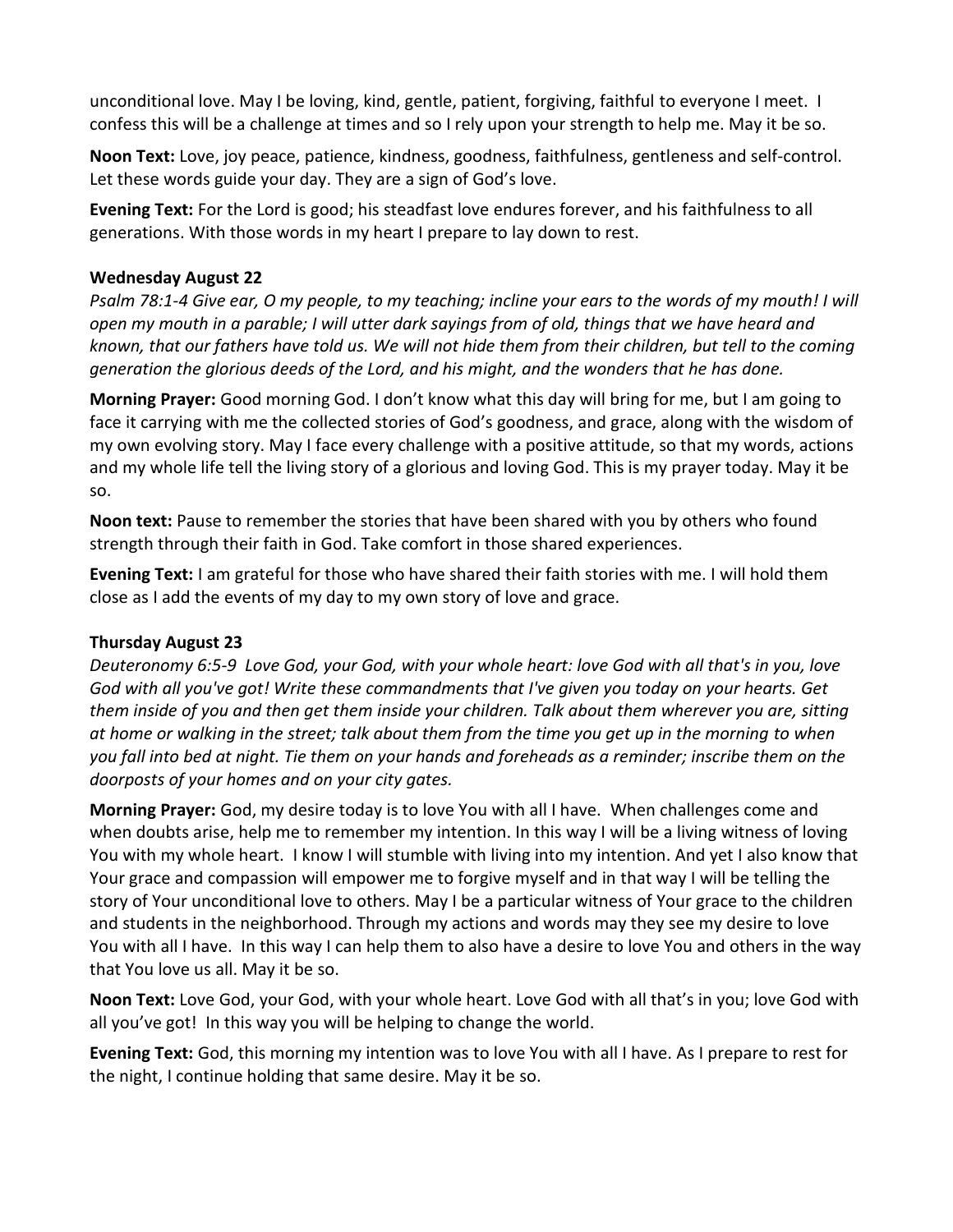unconditional love. May I be loving, kind, gentle, patient, forgiving, faithful to everyone I meet. I confess this will be a challenge at times and so I rely upon your strength to help me. May it be so.

**Noon Text:** Love, joy peace, patience, kindness, goodness, faithfulness, gentleness and self-control. Let these words guide your day. They are a sign of God's love.

**Evening Text:** For the Lord is good; his steadfast love endures forever, and his faithfulness to all generations. With those words in my heart I prepare to lay down to rest.

**Wednesday August 22**

*Psalm 78:1-4 Give ear, O my people, to my teaching; incline your ears to the words of my mouth! I will open my mouth in a parable; I will utter dark sayings from of old, things that we have heard and known, that our fathers have told us. We will not hide them from their children, but tell to the coming generation the glorious deeds of the Lord, and his might, and the wonders that he has done.*

**Morning Prayer:** Good morning God. I don't know what this day will bring for me, but I am going to face it carrying with me the collected stories of God's goodness, and grace, along with the wisdom of my own evolving story. May I face every challenge with a positive attitude, so that my words, actions and my whole life tell the living story of a glorious and loving God. This is my prayer today. May it be so.

**Noon text:** Pause to remember the stories that have been shared with you by others who found strength through their faith in God. Take comfort in those shared experiences.

**Evening Text:** I am grateful for those who have shared their faith stories with me. I will hold them close as I add the events of my day to my own story of love and grace.

**Thursday August 23**

*Deuteronomy 6:5-9 Love God, your God, with your whole heart: love God with all that's in you, love God with all you've got! Write these commandments that I've given you today on your hearts. Get them inside of you and then get them inside your children. Talk about them wherever you are, sitting at home or walking in the street; talk about them from the time you get up in the morning to when you fall into bed at night. Tie them on your hands and foreheads as a reminder; inscribe them on the doorposts of your homes and on your city gates.*

**Morning Prayer:** God, my desire today is to love You with all I have. When challenges come and when doubts arise, help me to remember my intention. In this way I will be a living witness of loving You with my whole heart. I know I will stumble with living into my intention. And yet I also know that Your grace and compassion will empower me to forgive myself and in that way I will be telling the story of Your unconditional love to others. May I be a particular witness of Your grace to the children and students in the neighborhood. Through my actions and words may they see my desire to love You with all I have. In this way I can help them to also have a desire to love You and others in the way that You love us all. May it be so.

**Noon Text:** Love God, your God, with your whole heart. Love God with all that's in you; love God with all you've got! In this way you will be helping to change the world.

**Evening Text:** God, this morning my intention was to love You with all I have. As I prepare to rest for the night, I continue holding that same desire. May it be so.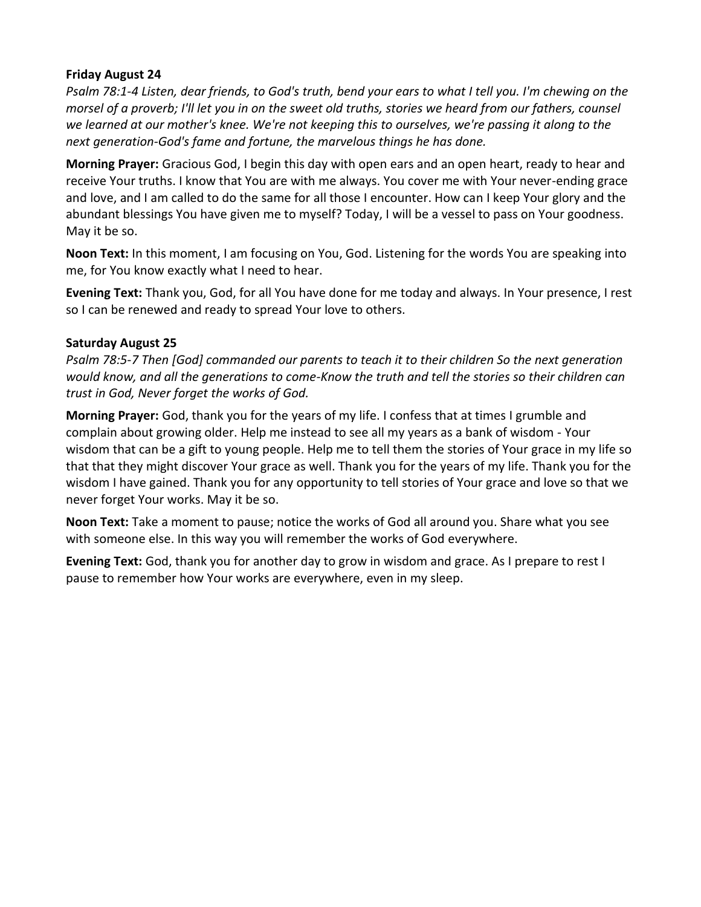**Friday August 24**

*Psalm 78:1-4 Listen, dear friends, to God's truth, bend your ears to what I tell you. I'm chewing on the morsel of a proverb; I'll let you in on the sweet old truths, stories we heard from our fathers, counsel we learned at our mother's knee. We're not keeping this to ourselves, we're passing it along to the next generation-God's fame and fortune, the marvelous things he has done.*

**Morning Prayer:** Gracious God, I begin this day with open ears and an open heart, ready to hear and receive Your truths. I know that You are with me always. You cover me with Your never-ending grace and love, and I am called to do the same for all those I encounter. How can I keep Your glory and the abundant blessings You have given me to myself? Today, I will be a vessel to pass on Your goodness. May it be so.

**Noon Text:** In this moment, I am focusing on You, God. Listening for the words You are speaking into me, for You know exactly what I need to hear.

**Evening Text:** Thank you, God, for all You have done for me today and always. In Your presence, I rest so I can be renewed and ready to spread Your love to others.

**Saturday August 25**

*Psalm 78:5-7 Then [God] commanded our parents to teach it to their children So the next generation would know, and all the generations to come-Know the truth and tell the stories so their children can trust in God, Never forget the works of God.*

**Morning Prayer:** God, thank you for the years of my life. I confess that at times I grumble and complain about growing older. Help me instead to see all my years as a bank of wisdom - Your wisdom that can be a gift to young people. Help me to tell them the stories of Your grace in my life so that that they might discover Your grace as well. Thank you for the years of my life. Thank you for the wisdom I have gained. Thank you for any opportunity to tell stories of Your grace and love so that we never forget Your works. May it be so.

**Noon Text:** Take a moment to pause; notice the works of God all around you. Share what you see with someone else. In this way you will remember the works of God everywhere.

**Evening Text:** God, thank you for another day to grow in wisdom and grace. As I prepare to rest I pause to remember how Your works are everywhere, even in my sleep.